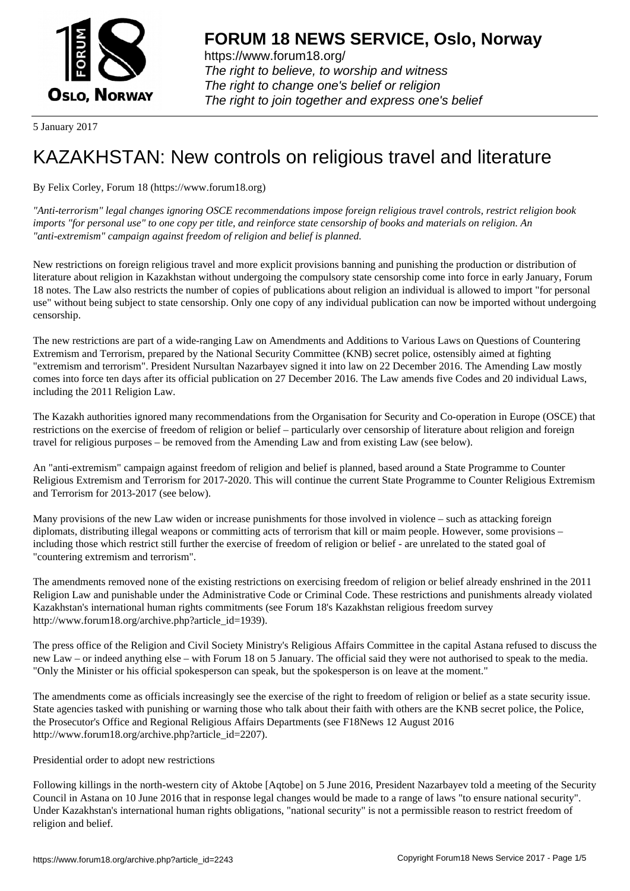**FORUM 18 NEWS SERVICE, Oslo, Norway**

https://www.forum18.org/
*The right to believe, to worship and witness*
*The right to change one's belief or religion*
*The right to join together and express one's belief*

5 January 2017

# KAZAKHSTAN: New controls on religious travel and literature

By Felix Corley, Forum 18 (https://www.forum18.org)

*"Anti-terrorism" legal changes ignoring OSCE recommendations impose foreign religious travel controls, restrict religion book imports "for personal use" to one copy per title, and reinforce state censorship of books and materials on religion. An "anti-extremism" campaign against freedom of religion and belief is planned.*

New restrictions on foreign religious travel and more explicit provisions banning and punishing the production or distribution of literature about religion in Kazakhstan without undergoing the compulsory state censorship come into force in early January, Forum 18 notes. The Law also restricts the number of copies of publications about religion an individual is allowed to import "for personal use" without being subject to state censorship. Only one copy of any individual publication can now be imported without undergoing censorship.

The new restrictions are part of a wide-ranging Law on Amendments and Additions to Various Laws on Questions of Countering Extremism and Terrorism, prepared by the National Security Committee (KNB) secret police, ostensibly aimed at fighting "extremism and terrorism". President Nursultan Nazarbayev signed it into law on 22 December 2016. The Amending Law mostly comes into force ten days after its official publication on 27 December 2016. The Law amends five Codes and 20 individual Laws, including the 2011 Religion Law.

The Kazakh authorities ignored many recommendations from the Organisation for Security and Co-operation in Europe (OSCE) that restrictions on the exercise of freedom of religion or belief – particularly over censorship of literature about religion and foreign travel for religious purposes – be removed from the Amending Law and from existing Law (see below).

An "anti-extremism" campaign against freedom of religion and belief is planned, based around a State Programme to Counter Religious Extremism and Terrorism for 2017-2020. This will continue the current State Programme to Counter Religious Extremism and Terrorism for 2013-2017 (see below).

Many provisions of the new Law widen or increase punishments for those involved in violence – such as attacking foreign diplomats, distributing illegal weapons or committing acts of terrorism that kill or maim people. However, some provisions – including those which restrict still further the exercise of freedom of religion or belief - are unrelated to the stated goal of "countering extremism and terrorism".

The amendments removed none of the existing restrictions on exercising freedom of religion or belief already enshrined in the 2011 Religion Law and punishable under the Administrative Code or Criminal Code. These restrictions and punishments already violated Kazakhstan's international human rights commitments (see Forum 18's Kazakhstan religious freedom survey http://www.forum18.org/archive.php?article_id=1939).

The press office of the Religion and Civil Society Ministry's Religious Affairs Committee in the capital Astana refused to discuss the new Law – or indeed anything else – with Forum 18 on 5 January. The official said they were not authorised to speak to the media. "Only the Minister or his official spokesperson can speak, but the spokesperson is on leave at the moment."

The amendments come as officials increasingly see the exercise of the right to freedom of religion or belief as a state security issue. State agencies tasked with punishing or warning those who talk about their faith with others are the KNB secret police, the Police, the Prosecutor's Office and Regional Religious Affairs Departments (see F18News 12 August 2016 http://www.forum18.org/archive.php?article_id=2207).

Presidential order to adopt new restrictions

Following killings in the north-western city of Aktobe [Aqtobe] on 5 June 2016, President Nazarbayev told a meeting of the Security Council in Astana on 10 June 2016 that in response legal changes would be made to a range of laws "to ensure national security". Under Kazakhstan's international human rights obligations, "national security" is not a permissible reason to restrict freedom of religion and belief.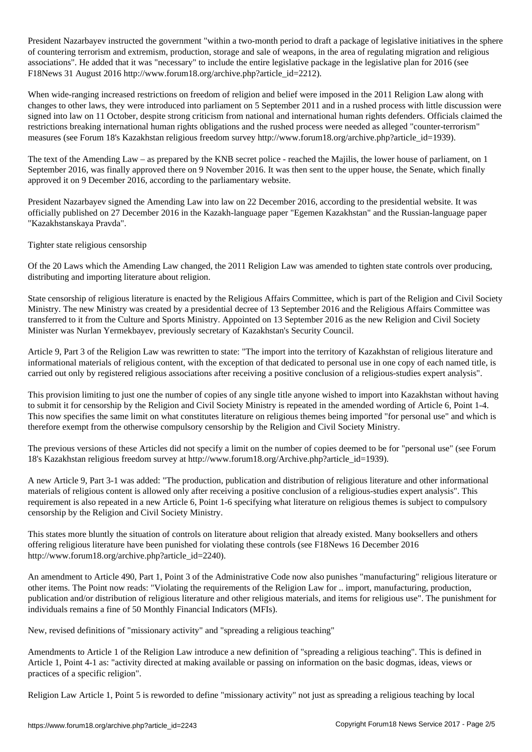President Nazarbayev instructed the government "within a two-month period to draft a package of legislative initiatives in the sphere of countering terrorism and extremism, production, storage and sale of weapons, in the area of regulating migration and religious associations". He added that it was "necessary" to include the entire legislative package in the legislative plan for 2016 (see F18News 31 August 2016 http://www.forum18.org/archive.php?article_id=2212).

When wide-ranging increased restrictions on freedom of religion and belief were imposed in the 2011 Religion Law along with changes to other laws, they were introduced into parliament on 5 September 2011 and in a rushed process with little discussion were signed into law on 11 October, despite strong criticism from national and international human rights defenders. Officials claimed the restrictions breaking international human rights obligations and the rushed process were needed as alleged "counter-terrorism" measures (see Forum 18's Kazakhstan religious freedom survey http://www.forum18.org/archive.php?article_id=1939).

The text of the Amending Law – as prepared by the KNB secret police - reached the Majilis, the lower house of parliament, on 1 September 2016, was finally approved there on 9 November 2016. It was then sent to the upper house, the Senate, which finally approved it on 9 December 2016, according to the parliamentary website.

President Nazarbayev signed the Amending Law into law on 22 December 2016, according to the presidential website. It was officially published on 27 December 2016 in the Kazakh-language paper "Egemen Kazakhstan" and the Russian-language paper "Kazakhstanskaya Pravda".

## Tighter state religious censorship

Of the 20 Laws which the Amending Law changed, the 2011 Religion Law was amended to tighten state controls over producing, distributing and importing literature about religion.

State censorship of religious literature is enacted by the Religious Affairs Committee, which is part of the Religion and Civil Society Ministry. The new Ministry was created by a presidential decree of 13 September 2016 and the Religious Affairs Committee was transferred to it from the Culture and Sports Ministry. Appointed on 13 September 2016 as the new Religion and Civil Society Minister was Nurlan Yermekbayev, previously secretary of Kazakhstan's Security Council.

Article 9, Part 3 of the Religion Law was rewritten to state: "The import into the territory of Kazakhstan of religious literature and informational materials of religious content, with the exception of that dedicated to personal use in one copy of each named title, is carried out only by registered religious associations after receiving a positive conclusion of a religious-studies expert analysis".

This provision limiting to just one the number of copies of any single title anyone wished to import into Kazakhstan without having to submit it for censorship by the Religion and Civil Society Ministry is repeated in the amended wording of Article 6, Point 1-4. This now specifies the same limit on what constitutes literature on religious themes being imported "for personal use" and which is therefore exempt from the otherwise compulsory censorship by the Religion and Civil Society Ministry.

The previous versions of these Articles did not specify a limit on the number of copies deemed to be for "personal use" (see Forum 18's Kazakhstan religious freedom survey at http://www.forum18.org/Archive.php?article_id=1939).

A new Article 9, Part 3-1 was added: "The production, publication and distribution of religious literature and other informational materials of religious content is allowed only after receiving a positive conclusion of a religious-studies expert analysis". This requirement is also repeated in a new Article 6, Point 1-6 specifying what literature on religious themes is subject to compulsory censorship by the Religion and Civil Society Ministry.

This states more bluntly the situation of controls on literature about religion that already existed. Many booksellers and others offering religious literature have been punished for violating these controls (see F18News 16 December 2016 http://www.forum18.org/archive.php?article_id=2240).

An amendment to Article 490, Part 1, Point 3 of the Administrative Code now also punishes "manufacturing" religious literature or other items. The Point now reads: "Violating the requirements of the Religion Law for .. import, manufacturing, production, publication and/or distribution of religious literature and other religious materials, and items for religious use". The punishment for individuals remains a fine of 50 Monthly Financial Indicators (MFIs).

## New, revised definitions of "missionary activity" and "spreading a religious teaching"

Amendments to Article 1 of the Religion Law introduce a new definition of "spreading a religious teaching". This is defined in Article 1, Point 4-1 as: "activity directed at making available or passing on information on the basic dogmas, ideas, views or practices of a specific religion".

Religion Law Article 1, Point 5 is reworded to define "missionary activity" not just as spreading a religious teaching by local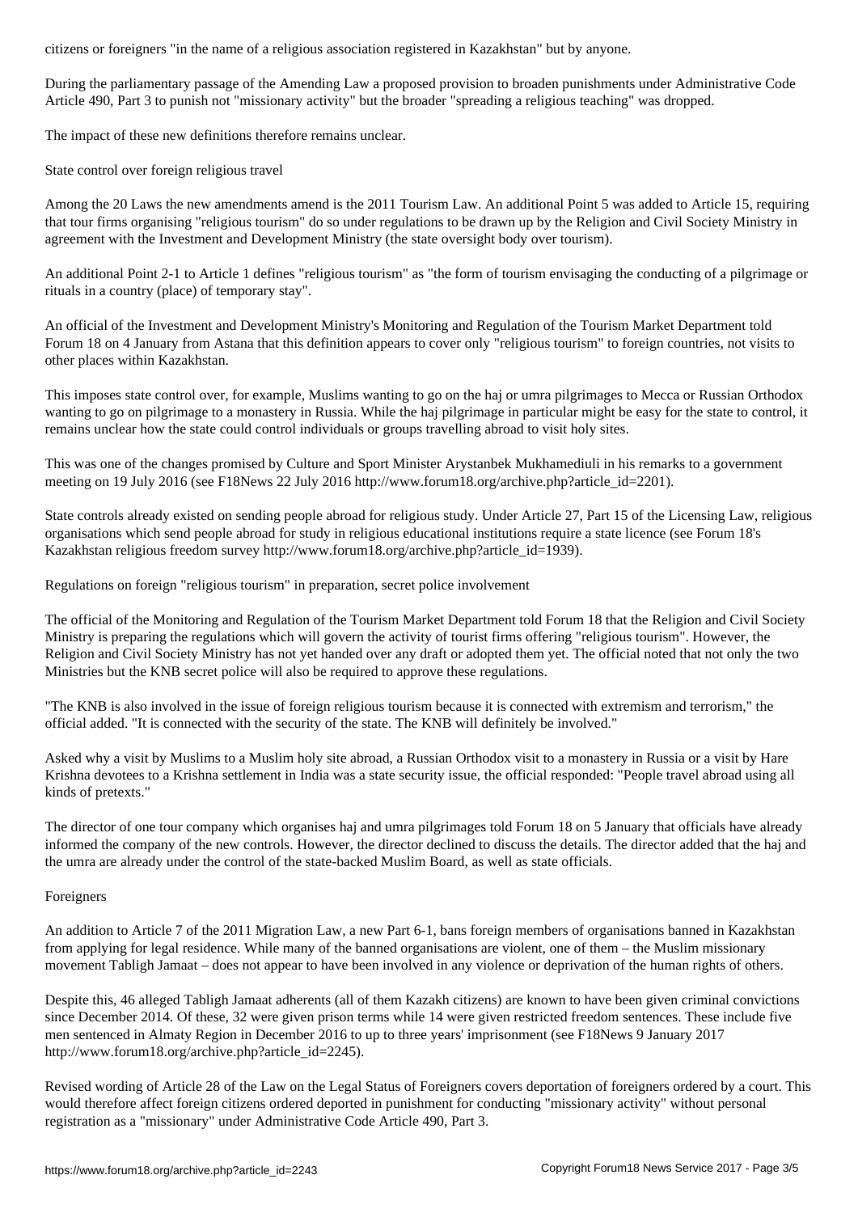citizens or foreigners "in the name of a religious association registered in Kazakhstan" but by anyone.

During the parliamentary passage of the Amending Law a proposed provision to broaden punishments under Administrative Code Article 490, Part 3 to punish not "missionary activity" but the broader "spreading a religious teaching" was dropped.

The impact of these new definitions therefore remains unclear.

## State control over foreign religious travel

Among the 20 Laws the new amendments amend is the 2011 Tourism Law. An additional Point 5 was added to Article 15, requiring that tour firms organising "religious tourism" do so under regulations to be drawn up by the Religion and Civil Society Ministry in agreement with the Investment and Development Ministry (the state oversight body over tourism).

An additional Point 2-1 to Article 1 defines "religious tourism" as "the form of tourism envisaging the conducting of a pilgrimage or rituals in a country (place) of temporary stay".

An official of the Investment and Development Ministry's Monitoring and Regulation of the Tourism Market Department told Forum 18 on 4 January from Astana that this definition appears to cover only "religious tourism" to foreign countries, not visits to other places within Kazakhstan.

This imposes state control over, for example, Muslims wanting to go on the haj or umra pilgrimages to Mecca or Russian Orthodox wanting to go on pilgrimage to a monastery in Russia. While the haj pilgrimage in particular might be easy for the state to control, it remains unclear how the state could control individuals or groups travelling abroad to visit holy sites.

This was one of the changes promised by Culture and Sport Minister Arystanbek Mukhamediuli in his remarks to a government meeting on 19 July 2016 (see F18News 22 July 2016 http://www.forum18.org/archive.php?article_id=2201).

State controls already existed on sending people abroad for religious study. Under Article 27, Part 15 of the Licensing Law, religious organisations which send people abroad for study in religious educational institutions require a state licence (see Forum 18's Kazakhstan religious freedom survey http://www.forum18.org/archive.php?article_id=1939).

## Regulations on foreign "religious tourism" in preparation, secret police involvement

The official of the Monitoring and Regulation of the Tourism Market Department told Forum 18 that the Religion and Civil Society Ministry is preparing the regulations which will govern the activity of tourist firms offering "religious tourism". However, the Religion and Civil Society Ministry has not yet handed over any draft or adopted them yet. The official noted that not only the two Ministries but the KNB secret police will also be required to approve these regulations.

"The KNB is also involved in the issue of foreign religious tourism because it is connected with extremism and terrorism," the official added. "It is connected with the security of the state. The KNB will definitely be involved."

Asked why a visit by Muslims to a Muslim holy site abroad, a Russian Orthodox visit to a monastery in Russia or a visit by Hare Krishna devotees to a Krishna settlement in India was a state security issue, the official responded: "People travel abroad using all kinds of pretexts."

The director of one tour company which organises haj and umra pilgrimages told Forum 18 on 5 January that officials have already informed the company of the new controls. However, the director declined to discuss the details. The director added that the haj and the umra are already under the control of the state-backed Muslim Board, as well as state officials.

## Foreigners

An addition to Article 7 of the 2011 Migration Law, a new Part 6-1, bans foreign members of organisations banned in Kazakhstan from applying for legal residence. While many of the banned organisations are violent, one of them – the Muslim missionary movement Tabligh Jamaat – does not appear to have been involved in any violence or deprivation of the human rights of others.

Despite this, 46 alleged Tabligh Jamaat adherents (all of them Kazakh citizens) are known to have been given criminal convictions since December 2014. Of these, 32 were given prison terms while 14 were given restricted freedom sentences. These include five men sentenced in Almaty Region in December 2016 to up to three years' imprisonment (see F18News 9 January 2017 http://www.forum18.org/archive.php?article_id=2245).

Revised wording of Article 28 of the Law on the Legal Status of Foreigners covers deportation of foreigners ordered by a court. This would therefore affect foreign citizens ordered deported in punishment for conducting "missionary activity" without personal registration as a "missionary" under Administrative Code Article 490, Part 3.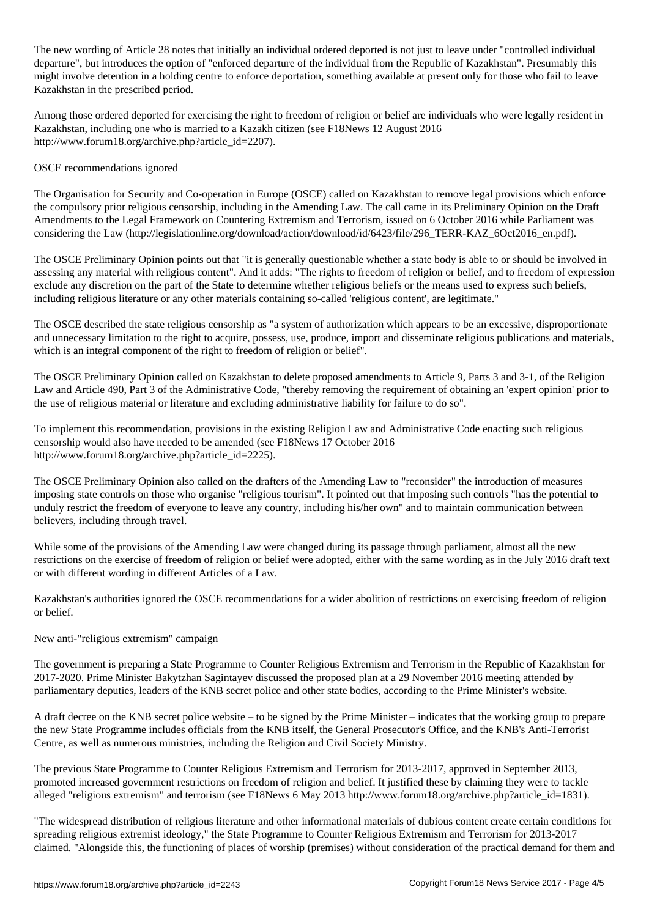The new wording of Article 28 notes that initially an individual ordered deported is not just to leave under "controlled individual departure", but introduces the option of "enforced departure of the individual from the Republic of Kazakhstan". Presumably this might involve detention in a holding centre to enforce deportation, something available at present only for those who fail to leave Kazakhstan in the prescribed period.

Among those ordered deported for exercising the right to freedom of religion or belief are individuals who were legally resident in Kazakhstan, including one who is married to a Kazakh citizen (see F18News 12 August 2016 http://www.forum18.org/archive.php?article_id=2207).

## OSCE recommendations ignored

The Organisation for Security and Co-operation in Europe (OSCE) called on Kazakhstan to remove legal provisions which enforce the compulsory prior religious censorship, including in the Amending Law. The call came in its Preliminary Opinion on the Draft Amendments to the Legal Framework on Countering Extremism and Terrorism, issued on 6 October 2016 while Parliament was considering the Law (http://legislationline.org/download/action/download/id/6423/file/296_TERR-KAZ_6Oct2016_en.pdf).

The OSCE Preliminary Opinion points out that "it is generally questionable whether a state body is able to or should be involved in assessing any material with religious content". And it adds: "The rights to freedom of religion or belief, and to freedom of expression exclude any discretion on the part of the State to determine whether religious beliefs or the means used to express such beliefs, including religious literature or any other materials containing so-called 'religious content', are legitimate."

The OSCE described the state religious censorship as "a system of authorization which appears to be an excessive, disproportionate and unnecessary limitation to the right to acquire, possess, use, produce, import and disseminate religious publications and materials, which is an integral component of the right to freedom of religion or belief".

The OSCE Preliminary Opinion called on Kazakhstan to delete proposed amendments to Article 9, Parts 3 and 3-1, of the Religion Law and Article 490, Part 3 of the Administrative Code, "thereby removing the requirement of obtaining an 'expert opinion' prior to the use of religious material or literature and excluding administrative liability for failure to do so".

To implement this recommendation, provisions in the existing Religion Law and Administrative Code enacting such religious censorship would also have needed to be amended (see F18News 17 October 2016 http://www.forum18.org/archive.php?article_id=2225).

The OSCE Preliminary Opinion also called on the drafters of the Amending Law to "reconsider" the introduction of measures imposing state controls on those who organise "religious tourism". It pointed out that imposing such controls "has the potential to unduly restrict the freedom of everyone to leave any country, including his/her own" and to maintain communication between believers, including through travel.

While some of the provisions of the Amending Law were changed during its passage through parliament, almost all the new restrictions on the exercise of freedom of religion or belief were adopted, either with the same wording as in the July 2016 draft text or with different wording in different Articles of a Law.

Kazakhstan's authorities ignored the OSCE recommendations for a wider abolition of restrictions on exercising freedom of religion or belief.

## New anti-"religious extremism" campaign

The government is preparing a State Programme to Counter Religious Extremism and Terrorism in the Republic of Kazakhstan for 2017-2020. Prime Minister Bakytzhan Sagintayev discussed the proposed plan at a 29 November 2016 meeting attended by parliamentary deputies, leaders of the KNB secret police and other state bodies, according to the Prime Minister's website.

A draft decree on the KNB secret police website – to be signed by the Prime Minister – indicates that the working group to prepare the new State Programme includes officials from the KNB itself, the General Prosecutor's Office, and the KNB's Anti-Terrorist Centre, as well as numerous ministries, including the Religion and Civil Society Ministry.

The previous State Programme to Counter Religious Extremism and Terrorism for 2013-2017, approved in September 2013, promoted increased government restrictions on freedom of religion and belief. It justified these by claiming they were to tackle alleged "religious extremism" and terrorism (see F18News 6 May 2013 http://www.forum18.org/archive.php?article_id=1831).

"The widespread distribution of religious literature and other informational materials of dubious content create certain conditions for spreading religious extremist ideology," the State Programme to Counter Religious Extremism and Terrorism for 2013-2017 claimed. "Alongside this, the functioning of places of worship (premises) without consideration of the practical demand for them and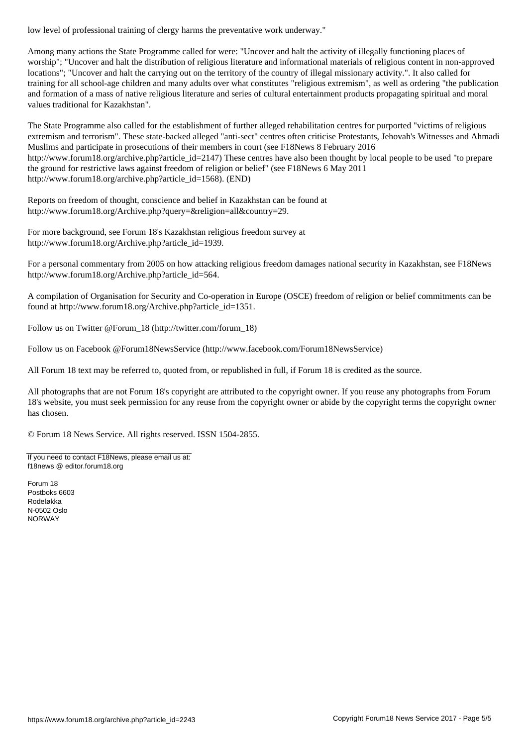low level of professional training of clergy harms the preventative work underway."

Among many actions the State Programme called for were: "Uncover and halt the activity of illegally functioning places of worship"; "Uncover and halt the distribution of religious literature and informational materials of religious content in non-approved locations"; "Uncover and halt the carrying out on the territory of the country of illegal missionary activity.". It also called for training for all school-age children and many adults over what constitutes "religious extremism", as well as ordering "the publication and formation of a mass of native religious literature and series of cultural entertainment products propagating spiritual and moral values traditional for Kazakhstan".

The State Programme also called for the establishment of further alleged rehabilitation centres for purported "victims of religious extremism and terrorism". These state-backed alleged "anti-sect" centres often criticise Protestants, Jehovah's Witnesses and Ahmadi Muslims and participate in prosecutions of their members in court (see F18News 8 February 2016 http://www.forum18.org/archive.php?article_id=2147) These centres have also been thought by local people to be used "to prepare the ground for restrictive laws against freedom of religion or belief" (see F18News 6 May 2011 http://www.forum18.org/archive.php?article_id=1568). (END)

Reports on freedom of thought, conscience and belief in Kazakhstan can be found at http://www.forum18.org/Archive.php?query=&religion=all&country=29.

For more background, see Forum 18's Kazakhstan religious freedom survey at http://www.forum18.org/Archive.php?article_id=1939.

For a personal commentary from 2005 on how attacking religious freedom damages national security in Kazakhstan, see F18News http://www.forum18.org/Archive.php?article_id=564.

A compilation of Organisation for Security and Co-operation in Europe (OSCE) freedom of religion or belief commitments can be found at http://www.forum18.org/Archive.php?article_id=1351.

Follow us on Twitter @Forum_18 (http://twitter.com/forum_18)

Follow us on Facebook @Forum18NewsService (http://www.facebook.com/Forum18NewsService)

All Forum 18 text may be referred to, quoted from, or republished in full, if Forum 18 is credited as the source.

All photographs that are not Forum 18's copyright are attributed to the copyright owner. If you reuse any photographs from Forum 18's website, you must seek permission for any reuse from the copyright owner or abide by the copyright terms the copyright owner has chosen.

© Forum 18 News Service. All rights reserved. ISSN 1504-2855.

If you need to contact F18News, please email us at:
f18news @ editor.forum18.org

Forum 18
Postboks 6603
Rodeløkka
N-0502 Oslo
NORWAY